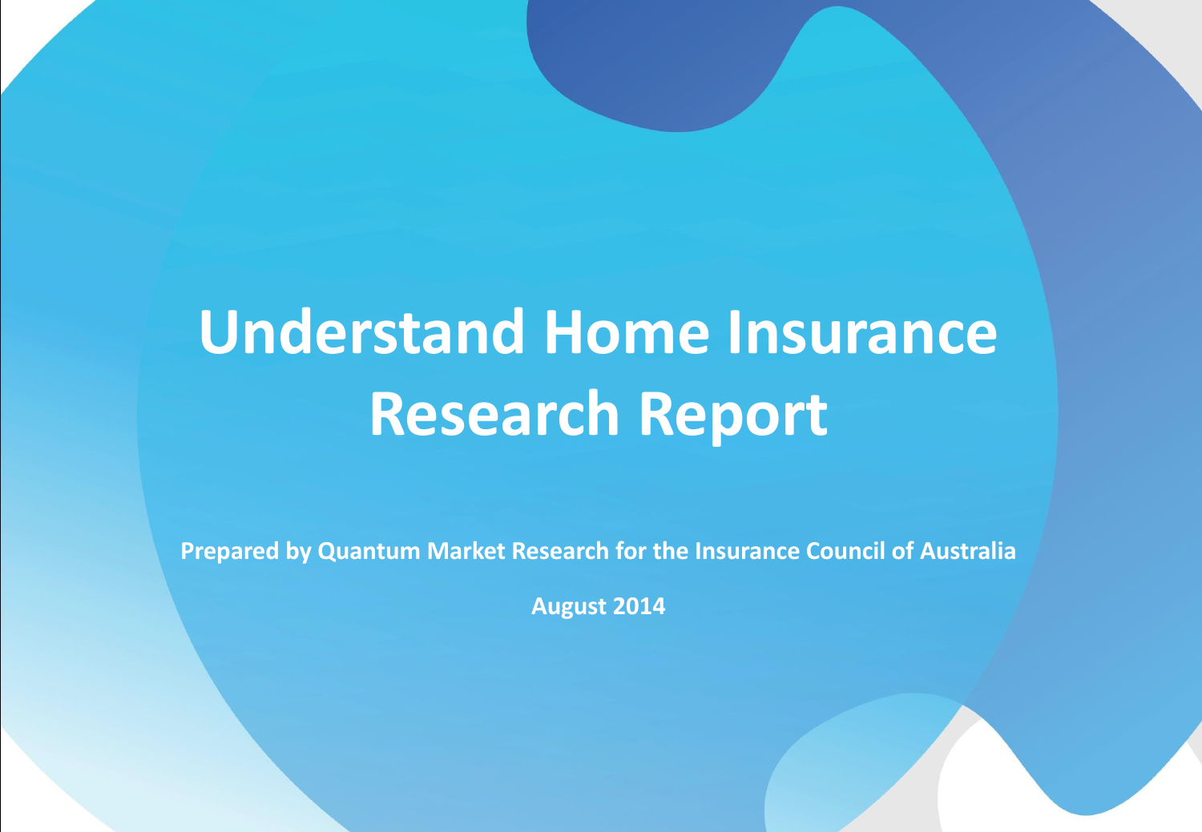# Understand Home Insurance Research Report

**Prepared by Quantum Market Research for the Insurance Council of Australia**

**August 2014**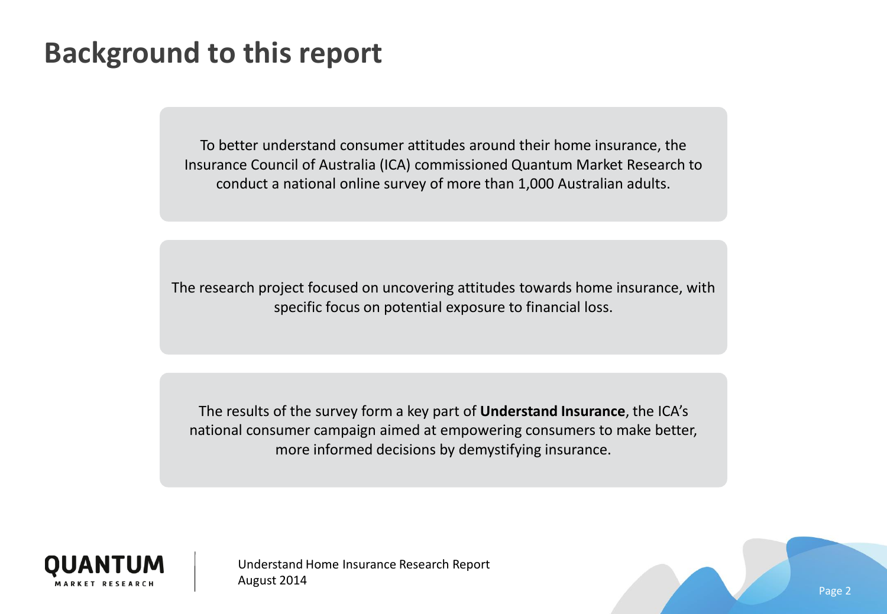# Background to this report

To better understand consumer attitudes around their home insurance, the Insurance Council of Australia (ICA) commissioned Quantum Market Research to conduct a national online survey of more than 1,000 Australian adults.

The research project focused on uncovering attitudes towards home insurance, with specific focus on potential exposure to financial loss.

The results of the survey form a key part of **Understand Insurance**, the ICA's national consumer campaign aimed at empowering consumers to make better, more informed decisions by demystifying insurance.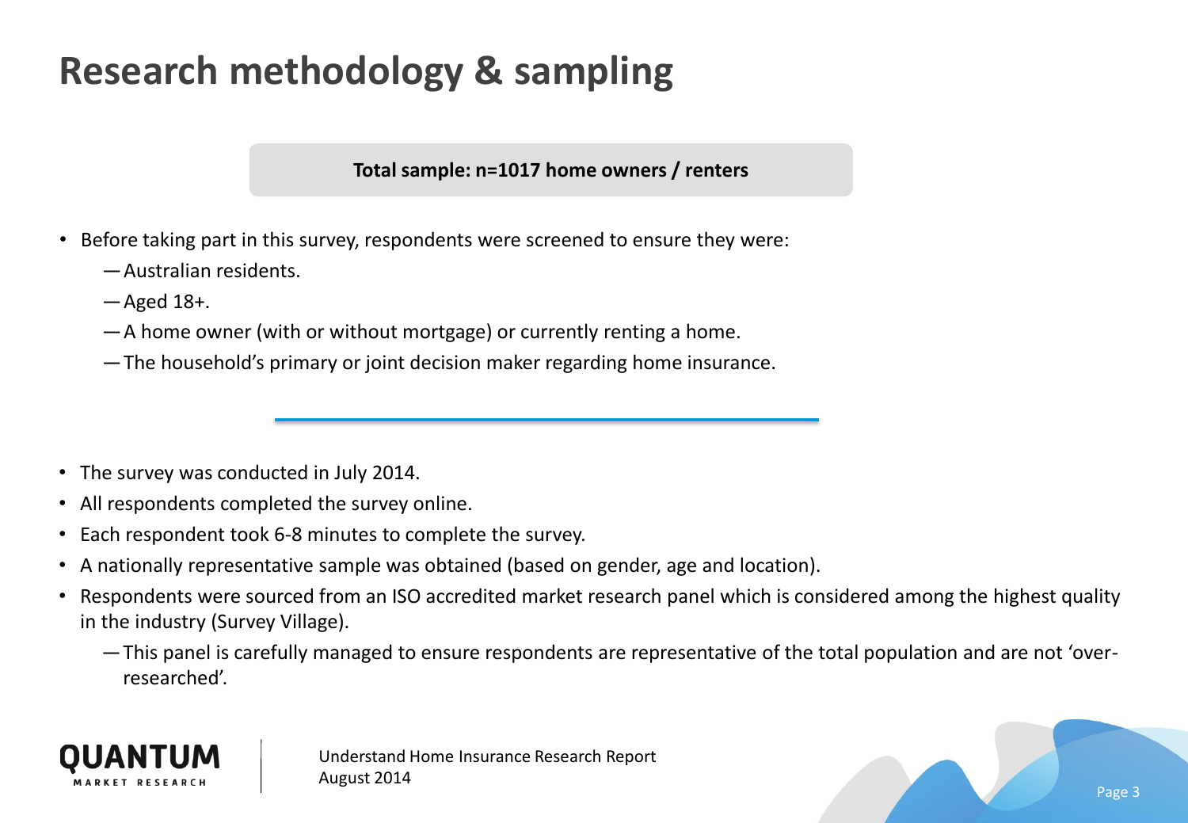# Research methodology & sampling

**Total sample: n=1017 home owners / renters**

- Before taking part in this survey, respondents were screened to ensure they were:
  - Australian residents.
  - Aged 18+.
  - A home owner (with or without mortgage) or currently renting a home.
  - The household's primary or joint decision maker regarding home insurance.

---

- The survey was conducted in July 2014.
- All respondents completed the survey online.
- Each respondent took 6-8 minutes to complete the survey.
- A nationally representative sample was obtained (based on gender, age and location).
- Respondents were sourced from an ISO accredited market research panel which is considered among the highest quality in the industry (Survey Village).
  - This panel is carefully managed to ensure respondents are representative of the total population and are not 'over-researched'.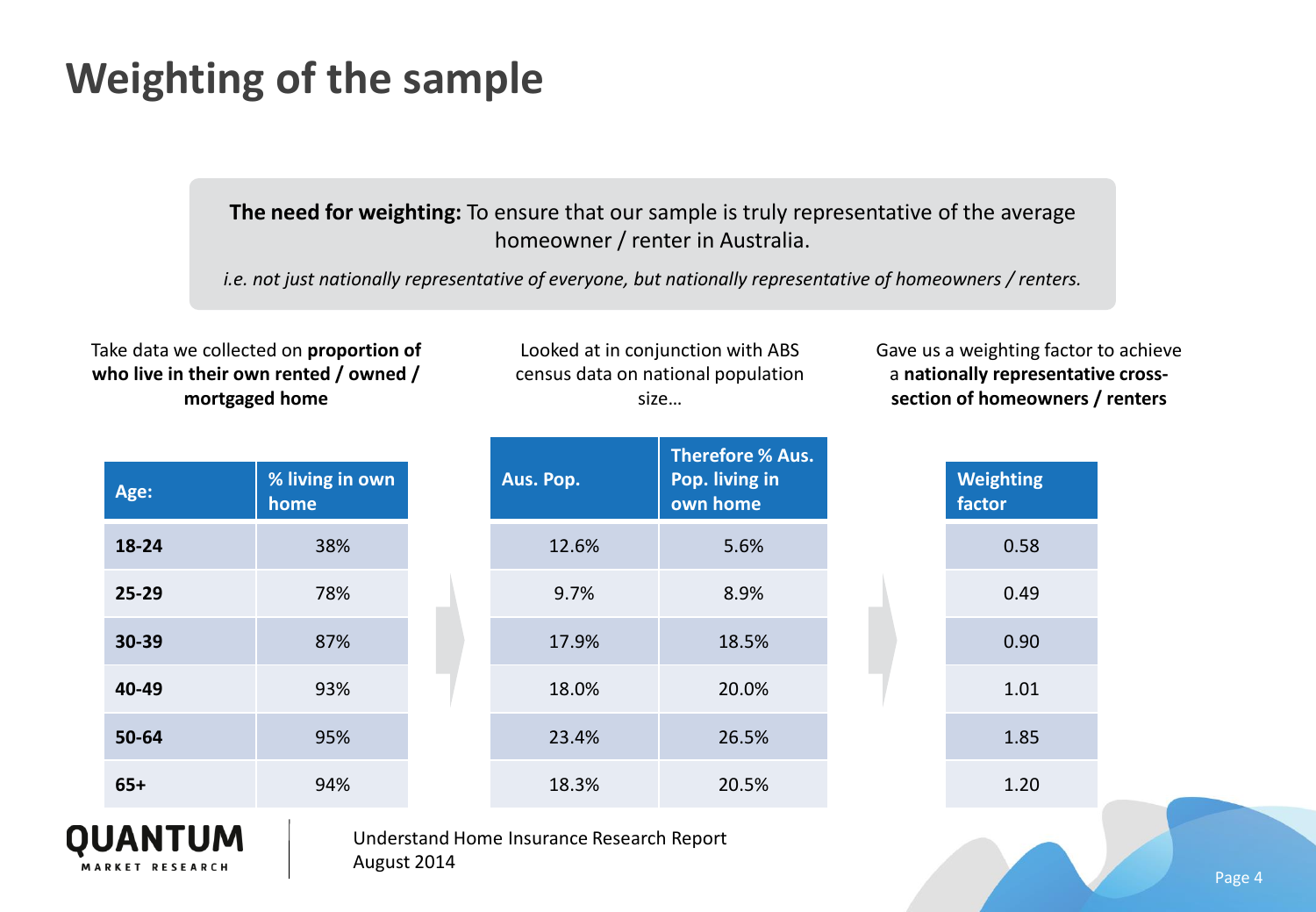# Weighting of the sample

**The need for weighting:** To ensure that our sample is truly representative of the average homeowner / renter in Australia.

*i.e. not just nationally representative of everyone, but nationally representative of homeowners / renters.*

Take data we collected on **proportion of who live in their own rented / owned / mortgaged home**

Looked at in conjunction with ABS census data on national population size…

Gave us a weighting factor to achieve a **nationally representative cross-section of homeowners / renters**

| Age: | % living in own home | Aus. Pop. | Therefore % Aus. Pop. living in own home | Weighting factor |
|---|---|---|---|---|
| **18-24** | 38% | 12.6% | 5.6% | 0.58 |
| **25-29** | 78% | 9.7% | 8.9% | 0.49 |
| **30-39** | 87% | 17.9% | 18.5% | 0.90 |
| **40-49** | 93% | 18.0% | 20.0% | 1.01 |
| **50-64** | 95% | 23.4% | 26.5% | 1.85 |
| **65+** | 94% | 18.3% | 20.5% | 1.20 |

QUANTUM MARKET RESEARCH

Understand Home Insurance Research Report
August 2014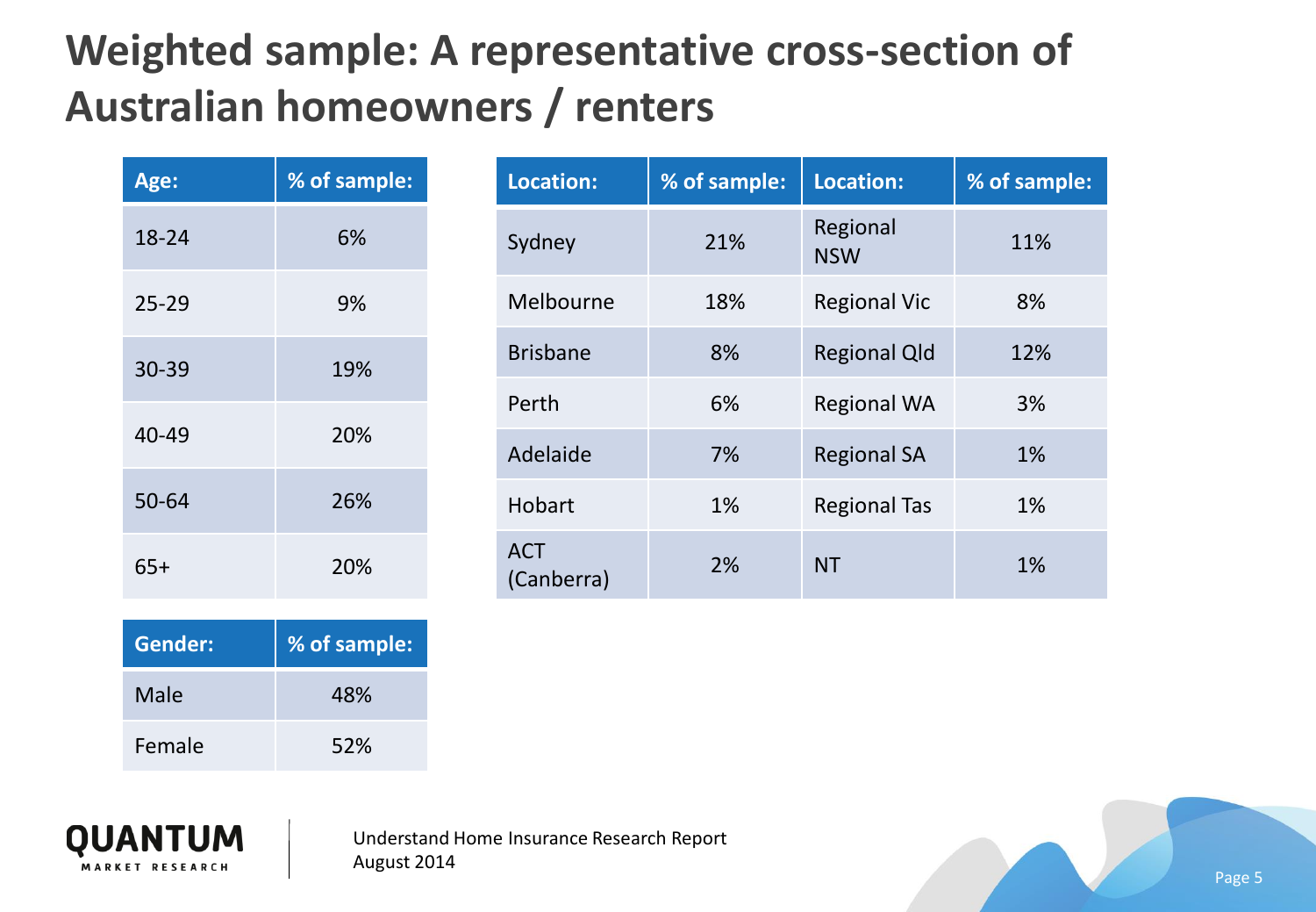# Weighted sample: A representative cross-section of Australian homeowners / renters

| Age: | % of sample: |
|---|---|
| 18-24 | 6% |
| 25-29 | 9% |
| 30-39 | 19% |
| 40-49 | 20% |
| 50-64 | 26% |
| 65+ | 20% |

| Gender: | % of sample: |
|---|---|
| Male | 48% |
| Female | 52% |

| Location: | % of sample: | Location: | % of sample: |
|---|---|---|---|
| Sydney | 21% | Regional NSW | 11% |
| Melbourne | 18% | Regional Vic | 8% |
| Brisbane | 8% | Regional Qld | 12% |
| Perth | 6% | Regional WA | 3% |
| Adelaide | 7% | Regional SA | 1% |
| Hobart | 1% | Regional Tas | 1% |
| ACT (Canberra) | 2% | NT | 1% |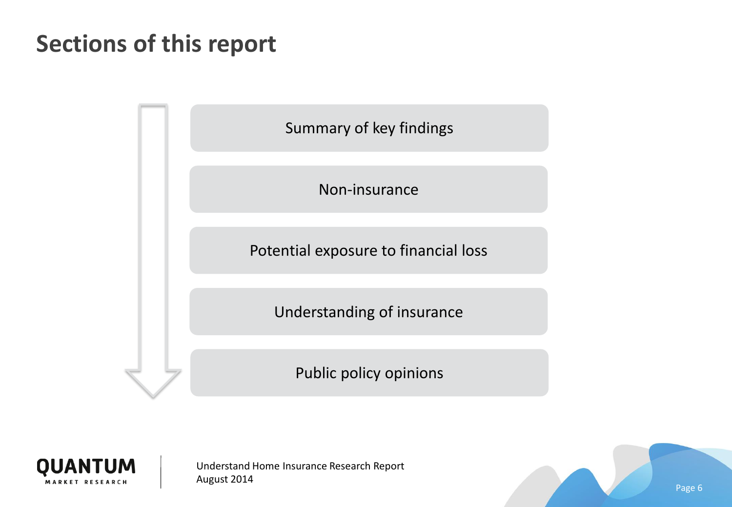# Sections of this report

- Summary of key findings
- Non-insurance
- Potential exposure to financial loss
- Understanding of insurance
- Public policy opinions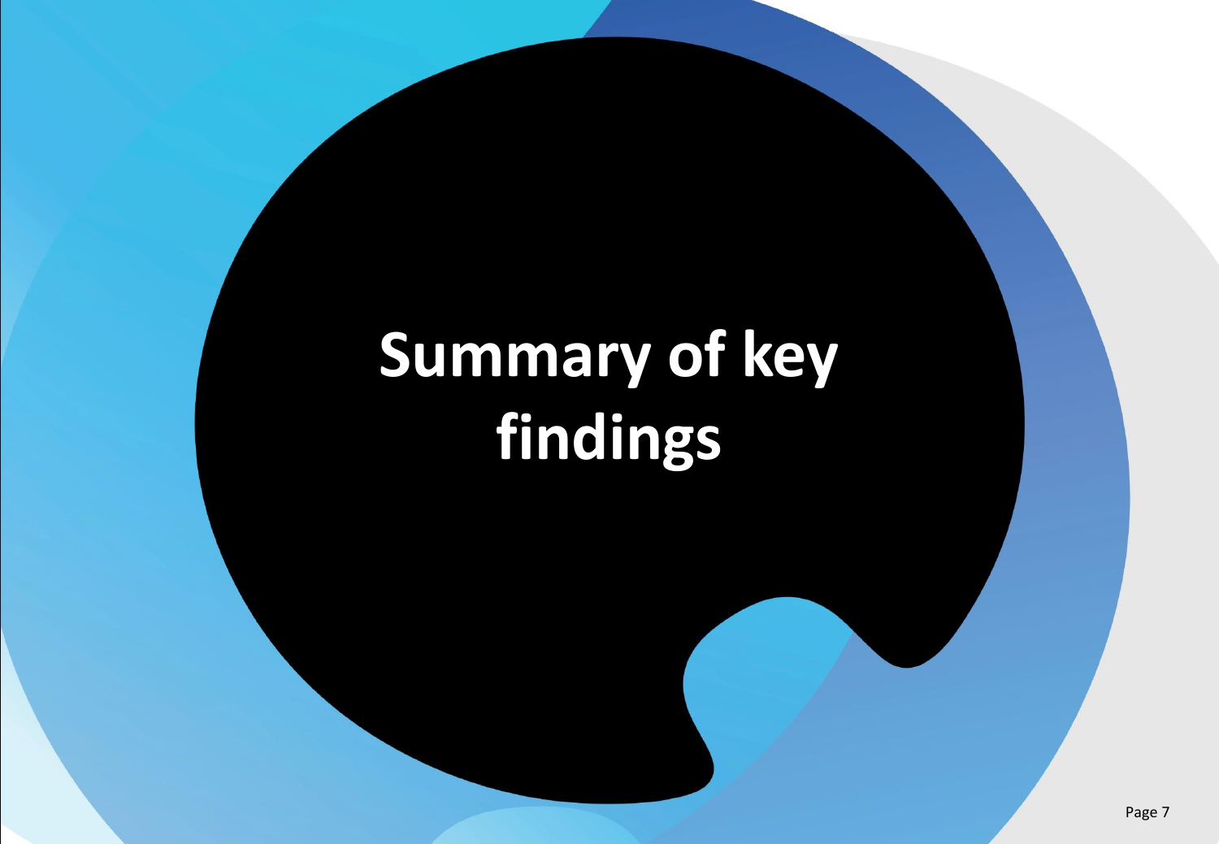# Summary of key findings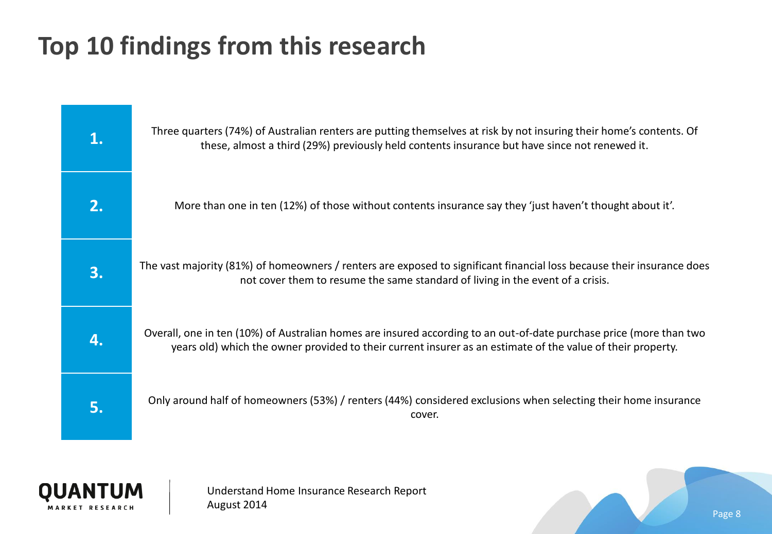# Top 10 findings from this research

1. Three quarters (74%) of Australian renters are putting themselves at risk by not insuring their home's contents. Of these, almost a third (29%) previously held contents insurance but have since not renewed it.

2. More than one in ten (12%) of those without contents insurance say they 'just haven't thought about it'.

3. The vast majority (81%) of homeowners / renters are exposed to significant financial loss because their insurance does not cover them to resume the same standard of living in the event of a crisis.

4. Overall, one in ten (10%) of Australian homes are insured according to an out-of-date purchase price (more than two years old) which the owner provided to their current insurer as an estimate of the value of their property.

5. Only around half of homeowners (53%) / renters (44%) considered exclusions when selecting their home insurance cover.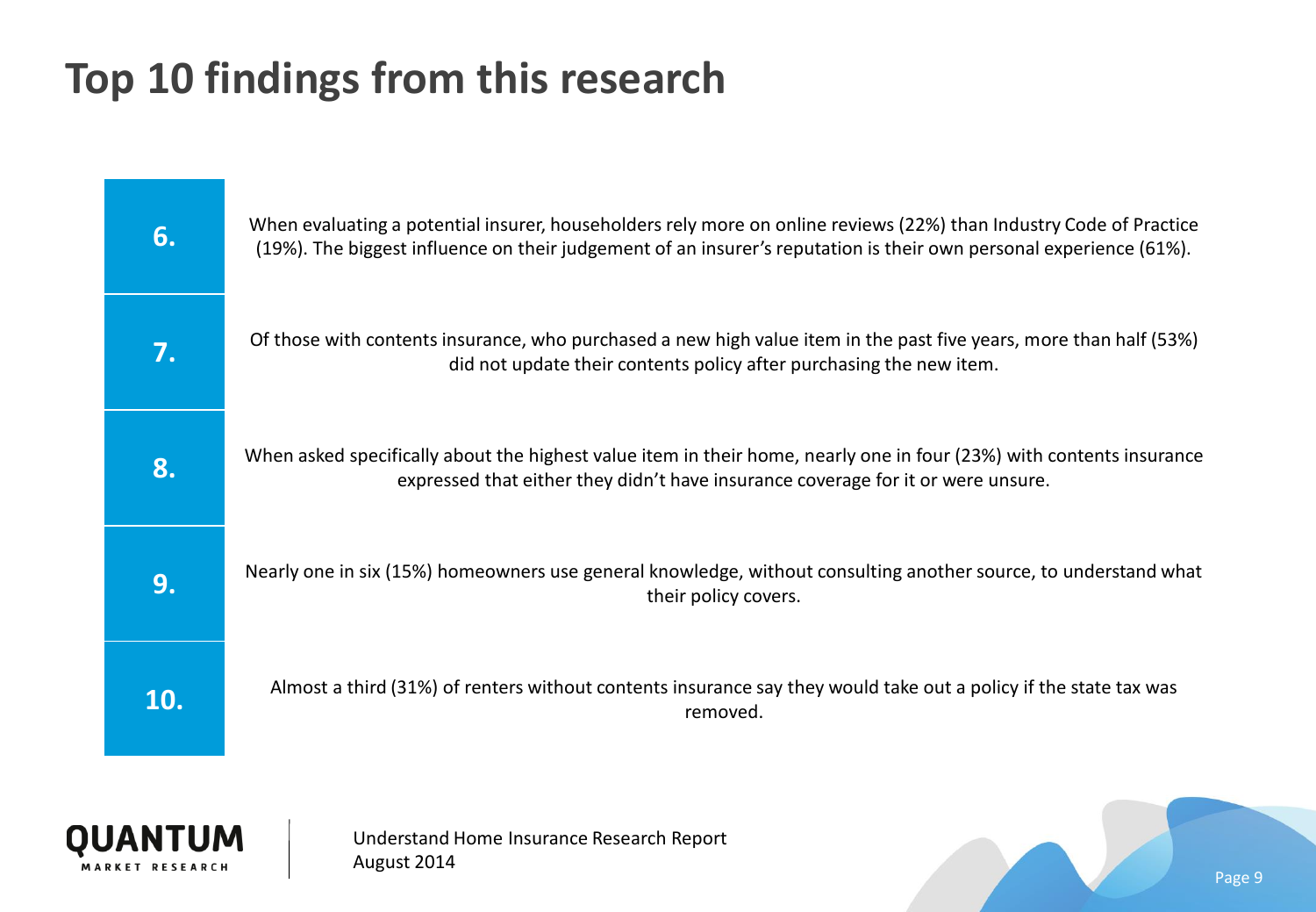# Top 10 findings from this research

**6.** When evaluating a potential insurer, householders rely more on online reviews (22%) than Industry Code of Practice (19%). The biggest influence on their judgement of an insurer's reputation is their own personal experience (61%).

**7.** Of those with contents insurance, who purchased a new high value item in the past five years, more than half (53%) did not update their contents policy after purchasing the new item.

**8.** When asked specifically about the highest value item in their home, nearly one in four (23%) with contents insurance expressed that either they didn't have insurance coverage for it or were unsure.

**9.** Nearly one in six (15%) homeowners use general knowledge, without consulting another source, to understand what their policy covers.

**10.** Almost a third (31%) of renters without contents insurance say they would take out a policy if the state tax was removed.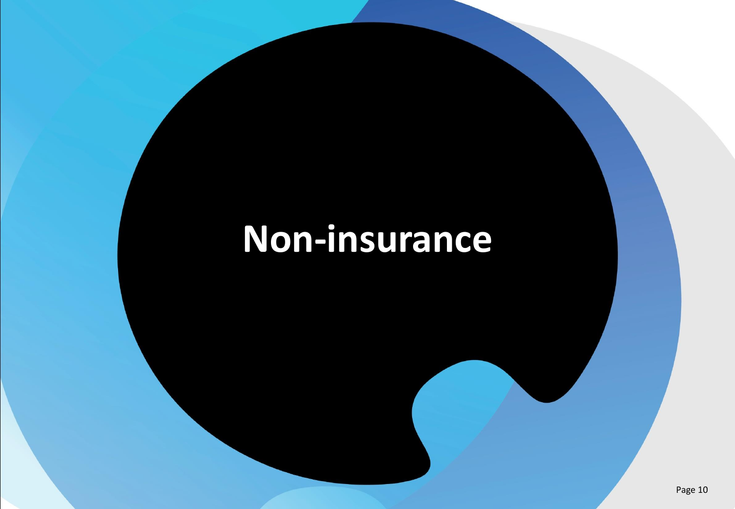# Non-insurance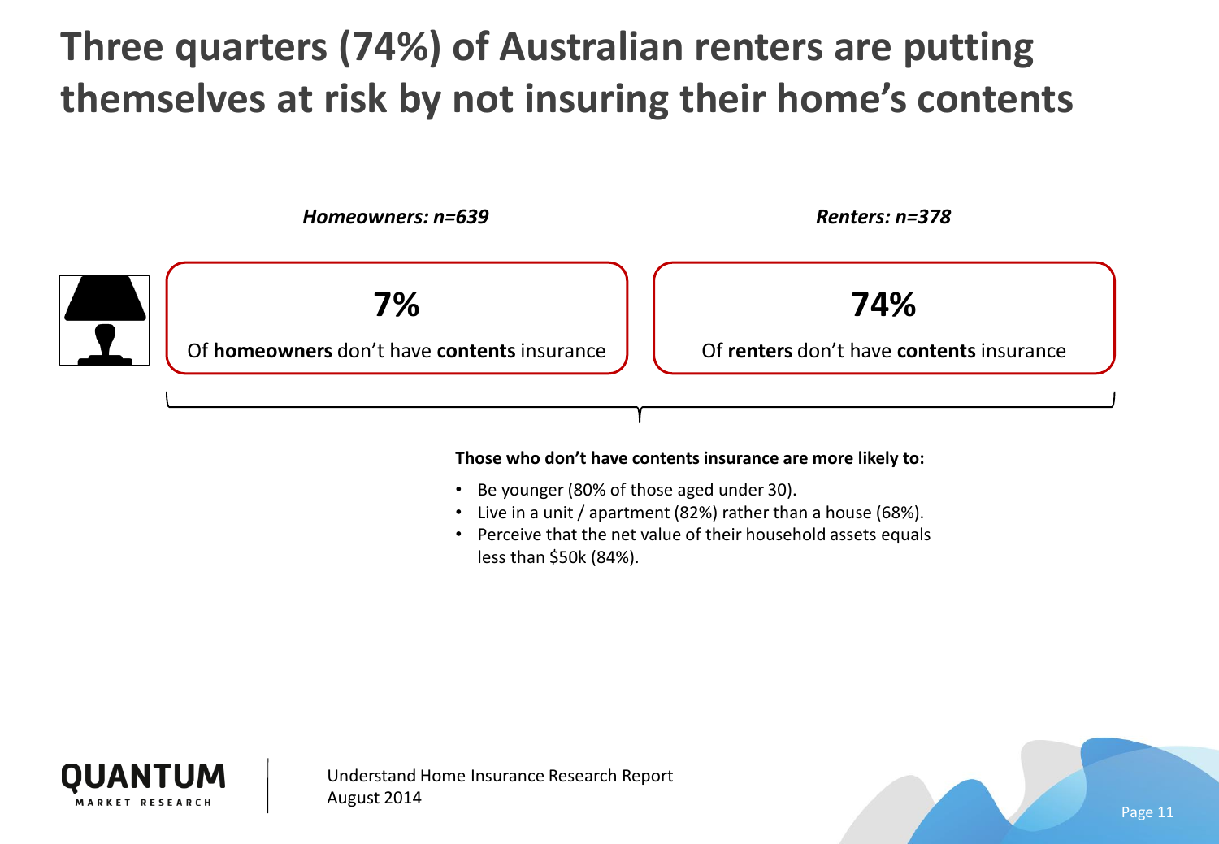# Three quarters (74%) of Australian renters are putting themselves at risk by not insuring their home's contents

| *Homeowners: n=639* | *Renters: n=378* |
| --- | --- |
| **7%** | **74%** |
| Of **homeowners** don't have **contents** insurance | Of **renters** don't have **contents** insurance |

**Those who don't have contents insurance are more likely to:**

- Be younger (80% of those aged under 30).
- Live in a unit / apartment (82%) rather than a house (68%).
- Perceive that the net value of their household assets equals less than $50k (84%).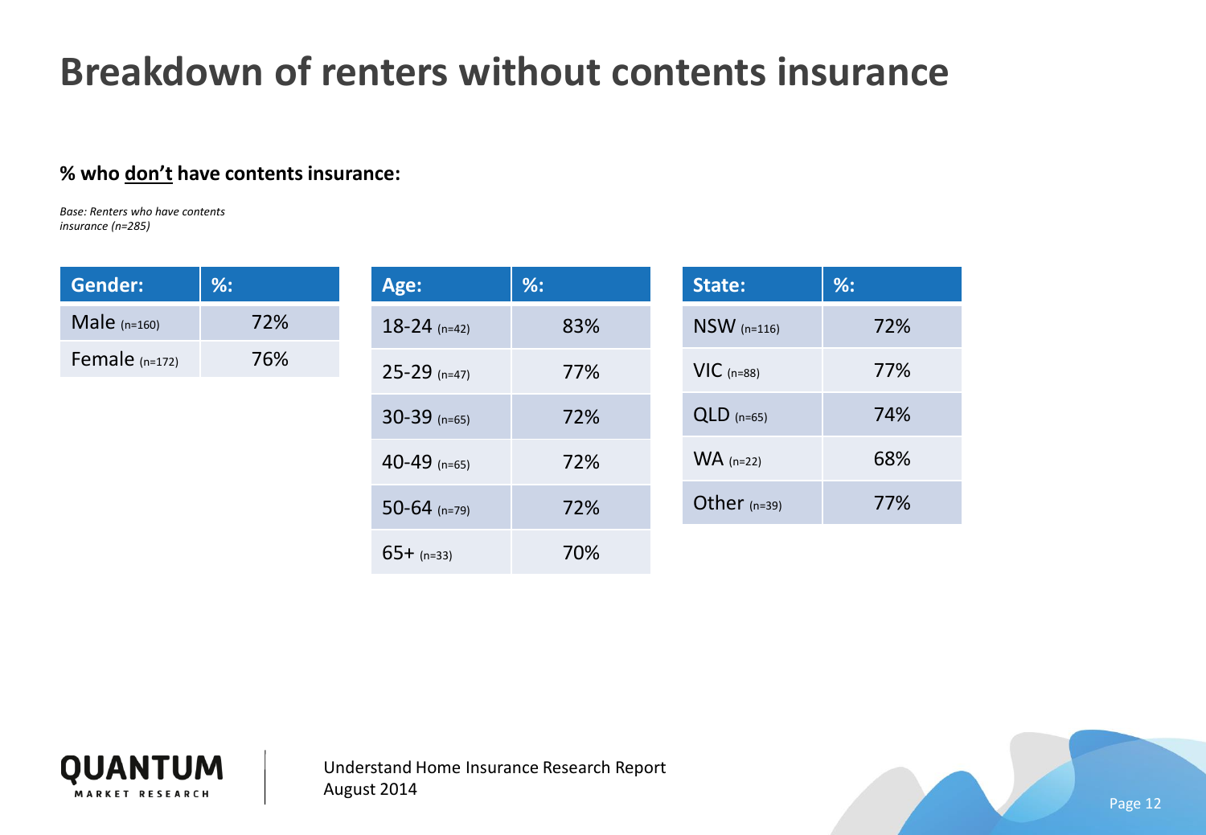# Breakdown of renters without contents insurance

**% who <u>don't</u> have contents insurance:**

*Base: Renters who have contents insurance (n=285)*

| Gender: | %: |
|---|---|
| Male (n=160) | 72% |
| Female (n=172) | 76% |

| Age: | %: |
|---|---|
| 18-24 (n=42) | 83% |
| 25-29 (n=47) | 77% |
| 30-39 (n=65) | 72% |
| 40-49 (n=65) | 72% |
| 50-64 (n=79) | 72% |
| 65+ (n=33) | 70% |

| State: | %: |
|---|---|
| NSW (n=116) | 72% |
| VIC (n=88) | 77% |
| QLD (n=65) | 74% |
| WA (n=22) | 68% |
| Other (n=39) | 77% |

QUANTUM MARKET RESEARCH

Understand Home Insurance Research Report
August 2014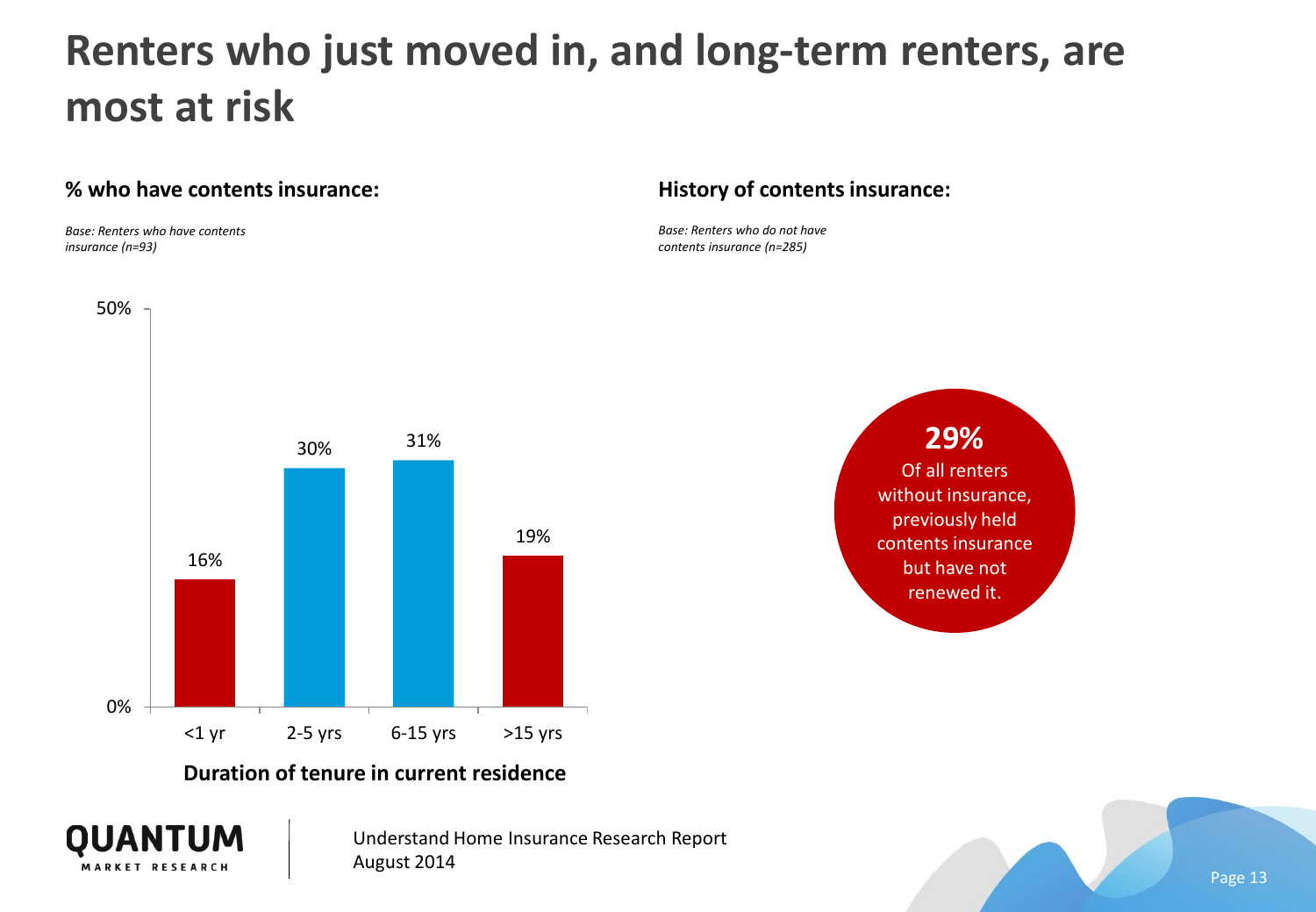# Renters who just moved in, and long-term renters, are most at risk

## % who have contents insurance:

*Base: Renters who have contents insurance (n=93)*

| Duration of tenure in current residence | % |
|---|---|
| <1 yr | 16% |
| 2-5 yrs | 30% |
| 6-15 yrs | 31% |
| >15 yrs | 19% |

**Duration of tenure in current residence**

## History of contents insurance:

*Base: Renters who do not have contents insurance (n=285)*

**29%**
Of all renters without insurance, previously held contents insurance but have not renewed it.

Understand Home Insurance Research Report
August 2014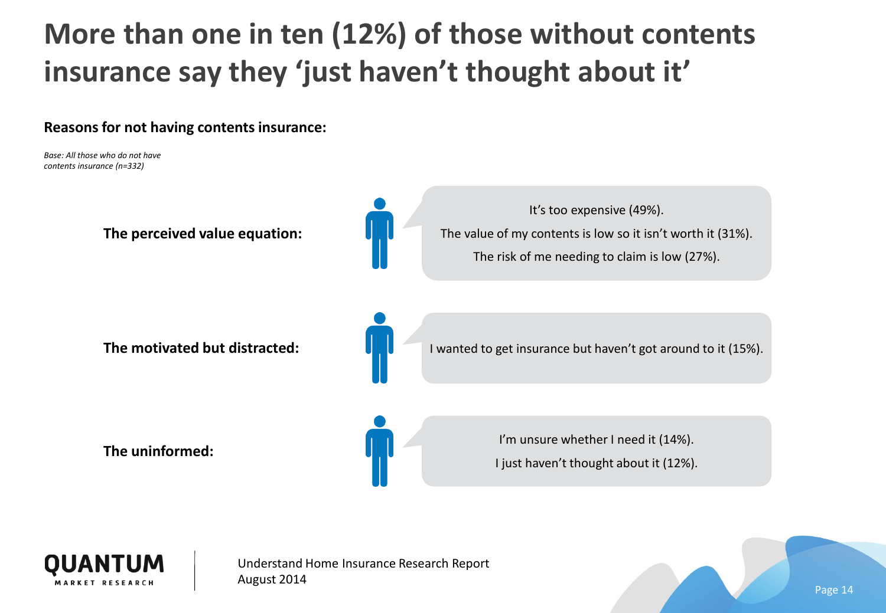# More than one in ten (12%) of those without contents insurance say they 'just haven't thought about it'

**Reasons for not having contents insurance:**

*Base: All those who do not have contents insurance (n=332)*

**The perceived value equation:**

It's too expensive (49%).

The value of my contents is low so it isn't worth it (31%).

The risk of me needing to claim is low (27%).

**The motivated but distracted:**

I wanted to get insurance but haven't got around to it (15%).

**The uninformed:**

I'm unsure whether I need it (14%).

I just haven't thought about it (12%).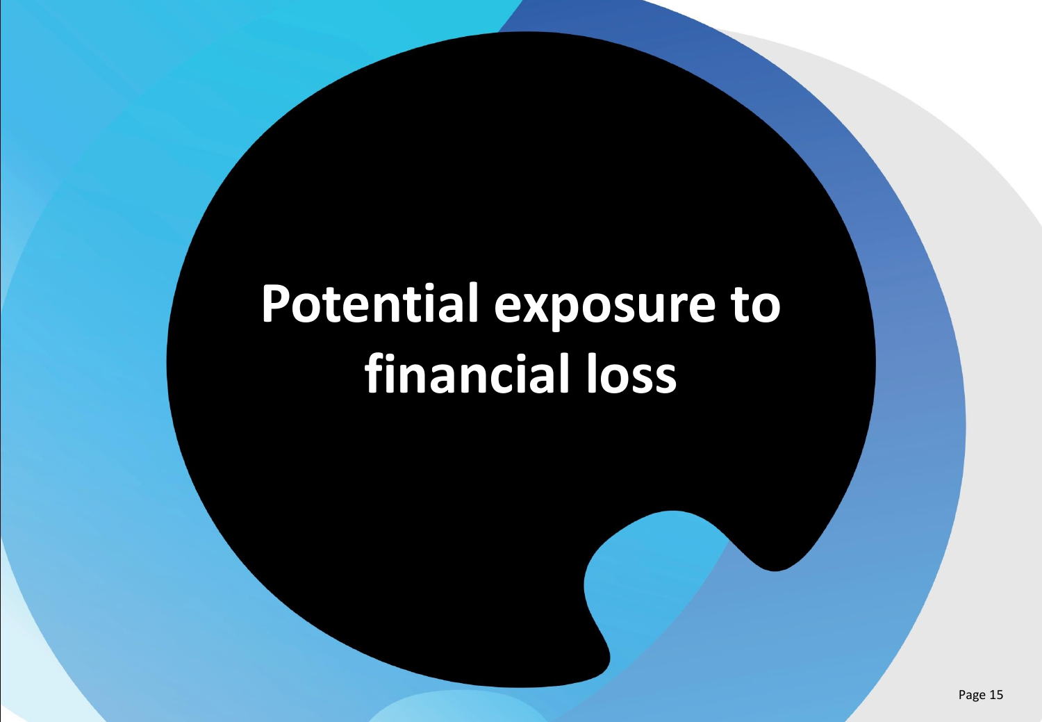# Potential exposure to financial loss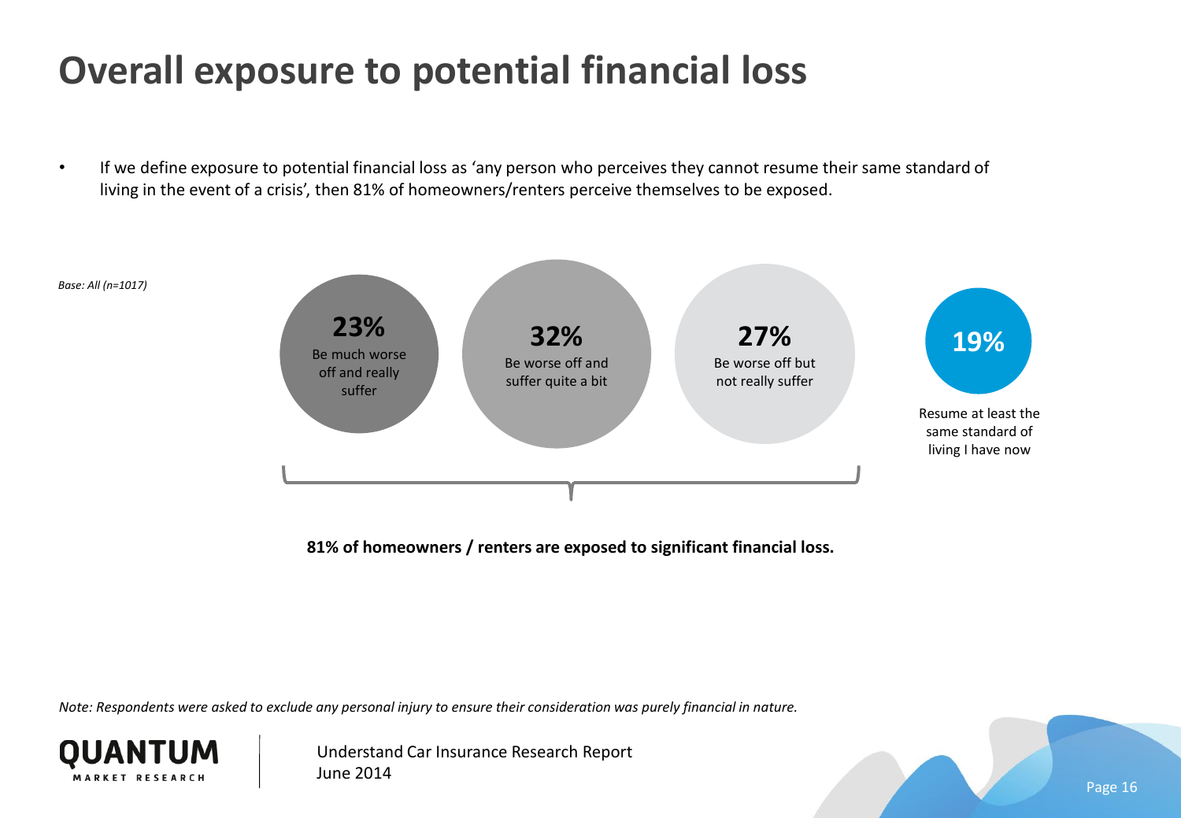# Overall exposure to potential financial loss

- If we define exposure to potential financial loss as 'any person who perceives they cannot resume their same standard of living in the event of a crisis', then 81% of homeowners/renters perceive themselves to be exposed.

*Base: All (n=1017)*

**23%** Be much worse off and really suffer

**32%** Be worse off and suffer quite a bit

**27%** Be worse off but not really suffer

**19%** Resume at least the same standard of living I have now

**81% of homeowners / renters are exposed to significant financial loss.**

*Note: Respondents were asked to exclude any personal injury to ensure their consideration was purely financial in nature.*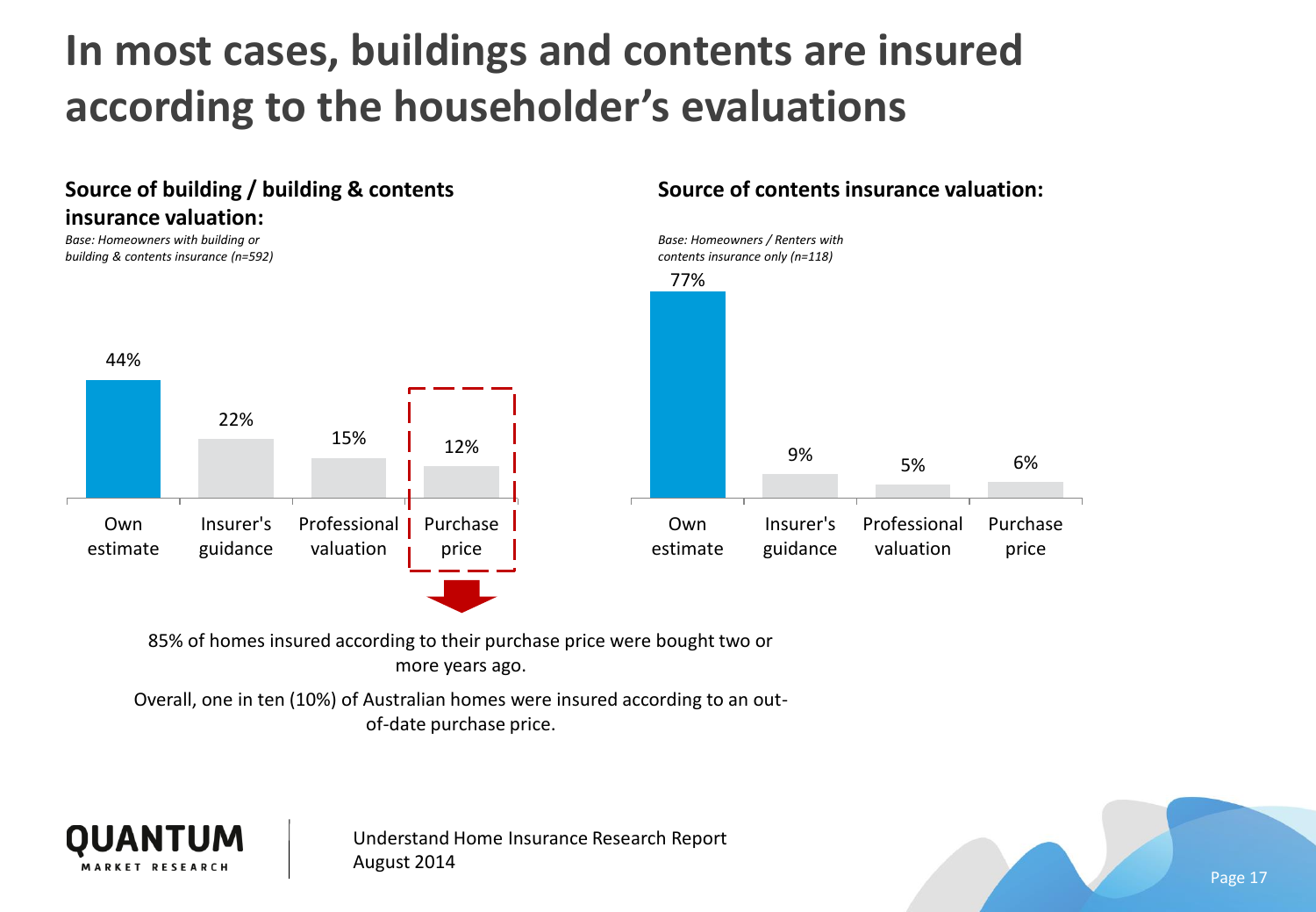# In most cases, buildings and contents are insured according to the householder's evaluations

### Source of building / building & contents insurance valuation:

*Base: Homeowners with building or building & contents insurance (n=592)*

| Own estimate | Insurer's guidance | Professional valuation | Purchase price |
|---|---|---|---|
| 44% | 22% | 15% | 12% |

85% of homes insured according to their purchase price were bought two or more years ago.

Overall, one in ten (10%) of Australian homes were insured according to an out-of-date purchase price.

### Source of contents insurance valuation:

*Base: Homeowners / Renters with contents insurance only (n=118)*

| Own estimate | Insurer's guidance | Professional valuation | Purchase price |
|---|---|---|---|
| 77% | 9% | 5% | 6% |

QUANTUM MARKET RESEARCH

Understand Home Insurance Research Report
August 2014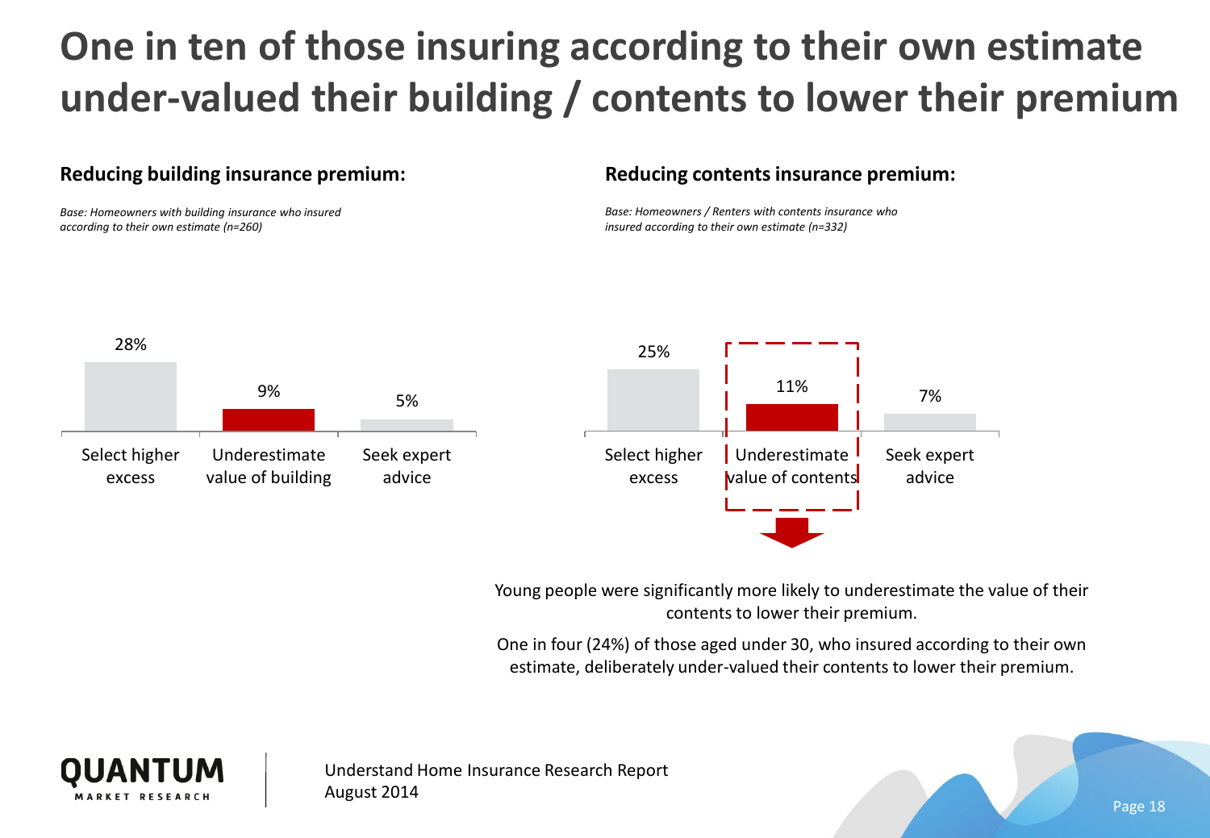# One in ten of those insuring according to their own estimate under-valued their building / contents to lower their premium

**Reducing building insurance premium:**

*Base: Homeowners with building insurance who insured according to their own estimate (n=260)*

| Select higher excess | Underestimate value of building | Seek expert advice |
|---|---|---|
| 28% | 9% | 5% |

**Reducing contents insurance premium:**

*Base: Homeowners / Renters with contents insurance who insured according to their own estimate (n=332)*

| Select higher excess | Underestimate value of contents | Seek expert advice |
|---|---|---|
| 25% | 11% | 7% |

Young people were significantly more likely to underestimate the value of their contents to lower their premium.

One in four (24%) of those aged under 30, who insured according to their own estimate, deliberately under-valued their contents to lower their premium.

Understand Home Insurance Research Report
August 2014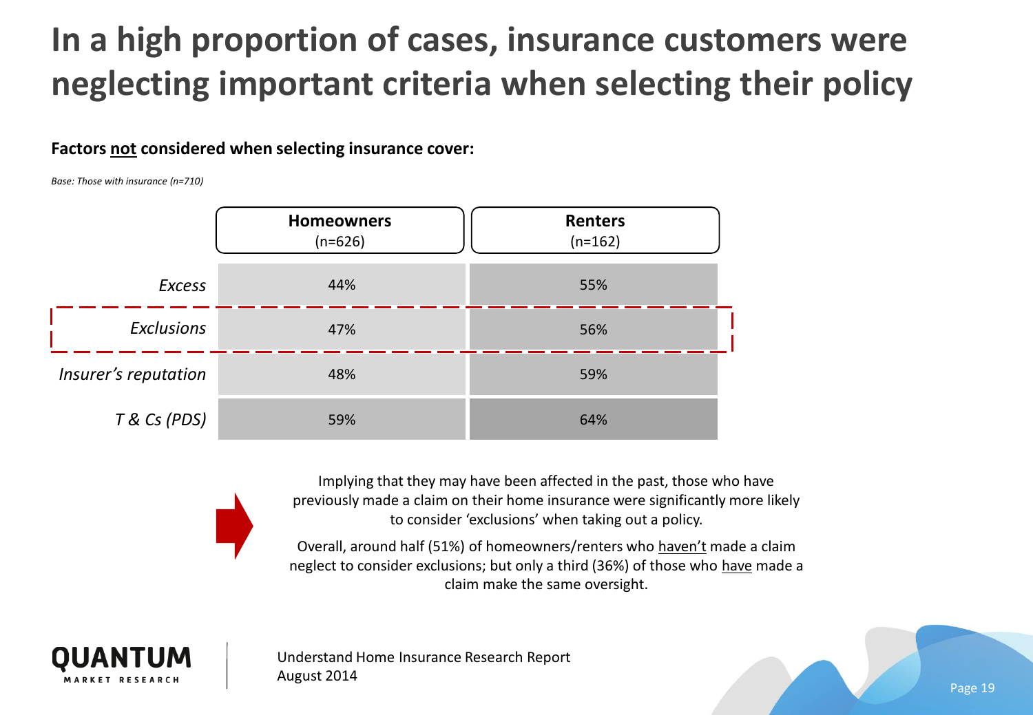# In a high proportion of cases, insurance customers were neglecting important criteria when selecting their policy

**Factors <u>not</u> considered when selecting insurance cover:**

*Base: Those with insurance (n=710)*

| | **Homeowners** (n=626) | **Renters** (n=162) |
|---|---|---|
| *Excess* | 44% | 55% |
| *Exclusions* | 47% | 56% |
| *Insurer's reputation* | 48% | 59% |
| *T & Cs (PDS)* | 59% | 64% |

Implying that they may have been affected in the past, those who have previously made a claim on their home insurance were significantly more likely to consider 'exclusions' when taking out a policy.

Overall, around half (51%) of homeowners/renters who <u>haven't</u> made a claim neglect to consider exclusions; but only a third (36%) of those who <u>have</u> made a claim make the same oversight.

QUANTUM MARKET RESEARCH

Understand Home Insurance Research Report
August 2014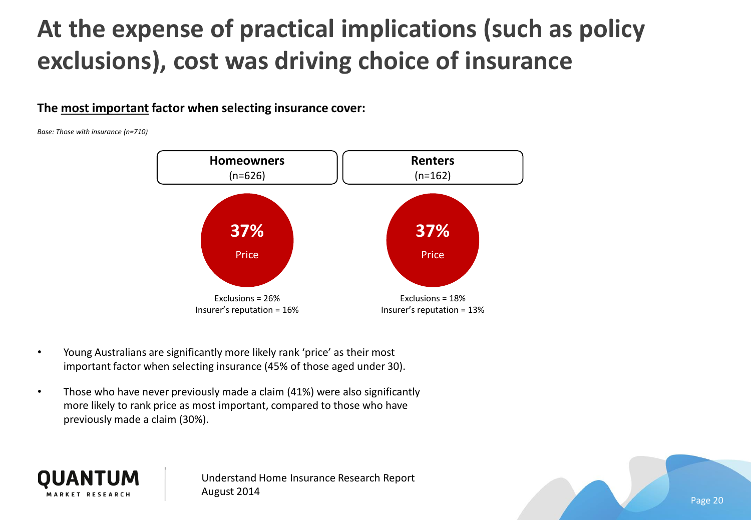# At the expense of practical implications (such as policy exclusions), cost was driving choice of insurance

**The most important factor when selecting insurance cover:**

*Base: Those with insurance (n=710)*

| **Homeowners** (n=626) | **Renters** (n=162) |
|---|---|
| **37%** Price | **37%** Price |
| Exclusions = 26% | Exclusions = 18% |
| Insurer's reputation = 16% | Insurer's reputation = 13% |

- Young Australians are significantly more likely rank 'price' as their most important factor when selecting insurance (45% of those aged under 30).
- Those who have never previously made a claim (41%) were also significantly more likely to rank price as most important, compared to those who have previously made a claim (30%).

Understand Home Insurance Research Report
August 2014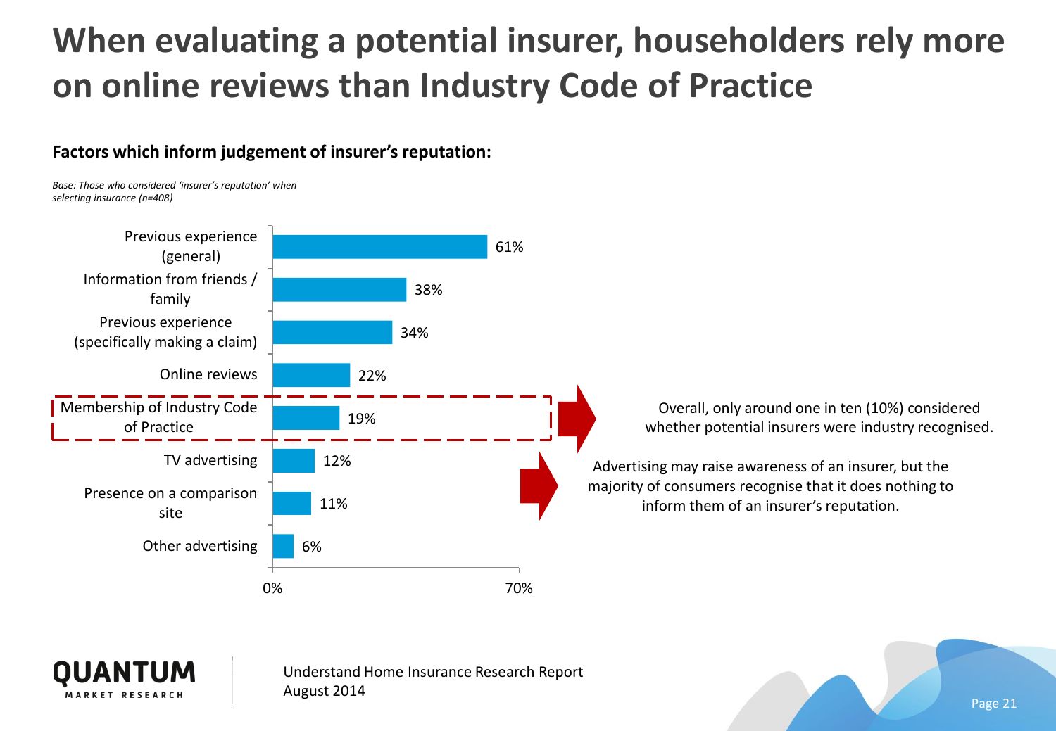# When evaluating a potential insurer, householders rely more on online reviews than Industry Code of Practice

**Factors which inform judgement of insurer's reputation:**

*Base: Those who considered 'insurer's reputation' when selecting insurance (n=408)*

| Factor | % |
|---|---|
| Previous experience (general) | 61% |
| Information from friends / family | 38% |
| Previous experience (specifically making a claim) | 34% |
| Online reviews | 22% |
| Membership of Industry Code of Practice | 19% |
| TV advertising | 12% |
| Presence on a comparison site | 11% |
| Other advertising | 6% |

Overall, only around one in ten (10%) considered whether potential insurers were industry recognised.

Advertising may raise awareness of an insurer, but the majority of consumers recognise that it does nothing to inform them of an insurer's reputation.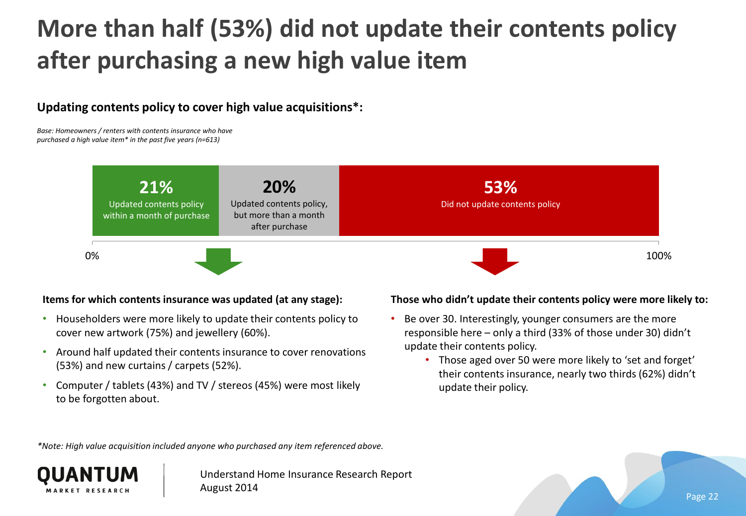# More than half (53%) did not update their contents policy after purchasing a new high value item

**Updating contents policy to cover high value acquisitions*:**

*Base: Homeowners / renters with contents insurance who have purchased a high value item* in the past five years (n=613)*

| 21% | 20% | 53% |
| --- | --- | --- |
| Updated contents policy within a month of purchase | Updated contents policy, but more than a month after purchase | Did not update contents policy |

0% — 100%

**Items for which contents insurance was updated (at any stage):**

- Householders were more likely to update their contents policy to cover new artwork (75%) and jewellery (60%).
- Around half updated their contents insurance to cover renovations (53%) and new curtains / carpets (52%).
- Computer / tablets (43%) and TV / stereos (45%) were most likely to be forgotten about.

**Those who didn't update their contents policy were more likely to:**

- Be over 30. Interestingly, younger consumers are the more responsible here – only a third (33% of those under 30) didn't update their contents policy.
  - Those aged over 50 were more likely to 'set and forget' their contents insurance, nearly two thirds (62%) didn't update their policy.

*\*Note: High value acquisition included anyone who purchased any item referenced above.*

QUANTUM MARKET RESEARCH

Understand Home Insurance Research Report
August 2014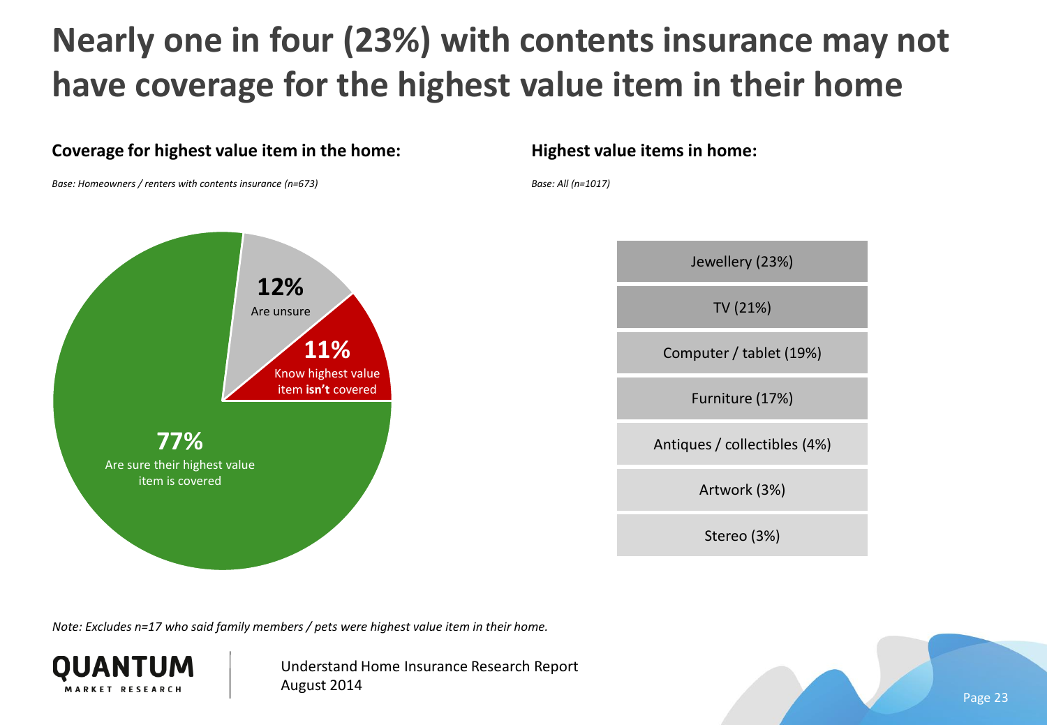# Nearly one in four (23%) with contents insurance may not have coverage for the highest value item in their home

**Coverage for highest value item in the home:**

*Base: Homeowners / renters with contents insurance (n=673)*

- **77%** Are sure their highest value item is covered
- **12%** Are unsure
- **11%** Know highest value item **isn't** covered

**Highest value items in home:**

*Base: All (n=1017)*

- Jewellery (23%)
- TV (21%)
- Computer / tablet (19%)
- Furniture (17%)
- Antiques / collectibles (4%)
- Artwork (3%)
- Stereo (3%)

*Note: Excludes n=17 who said family members / pets were highest value item in their home.*

QUANTUM MARKET RESEARCH

Understand Home Insurance Research Report
August 2014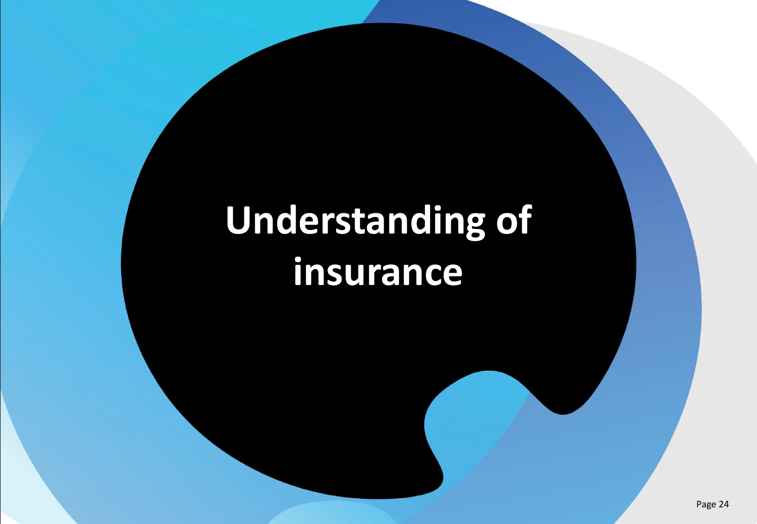# Understanding of insurance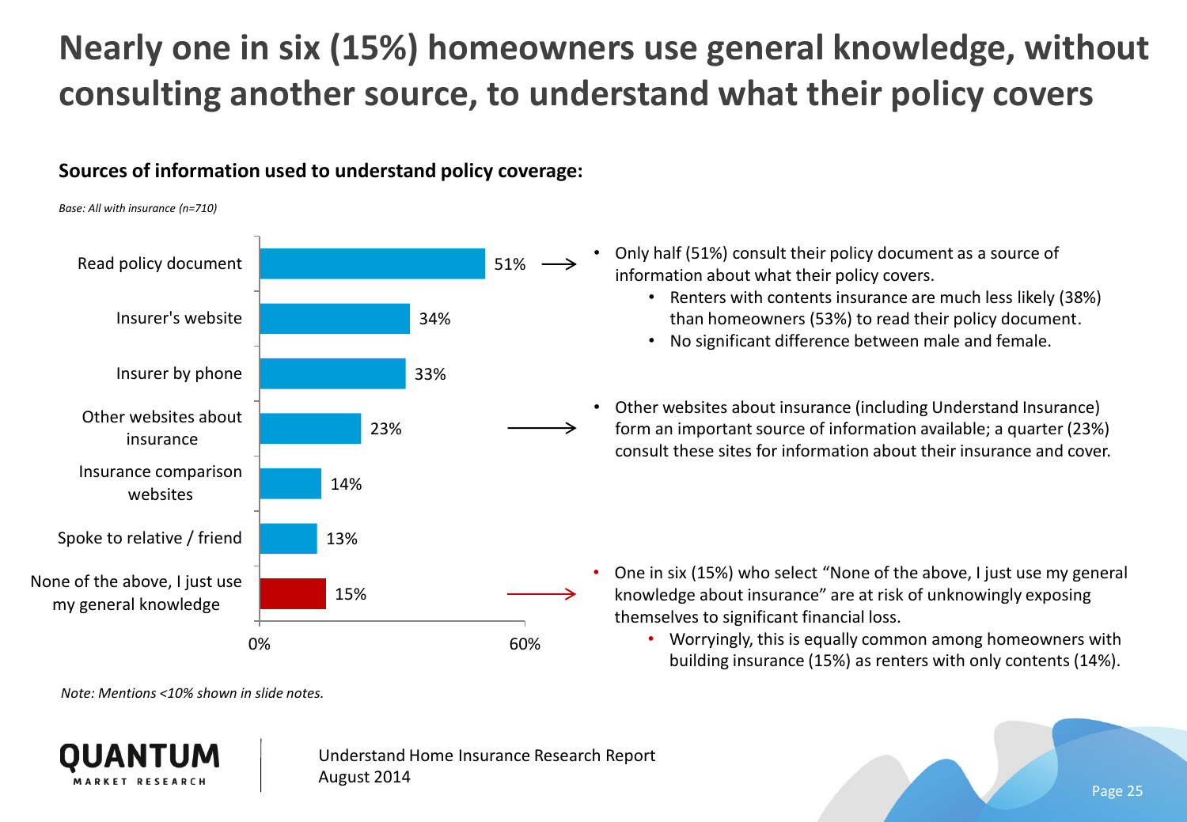# Nearly one in six (15%) homeowners use general knowledge, without consulting another source, to understand what their policy covers

**Sources of information used to understand policy coverage:**

*Base: All with insurance (n=710)*

| Source | % |
|---|---|
| Read policy document | 51% |
| Insurer's website | 34% |
| Insurer by phone | 33% |
| Other websites about insurance | 23% |
| Insurance comparison websites | 14% |
| Spoke to relative / friend | 13% |
| None of the above, I just use my general knowledge | 15% |

- Only half (51%) consult their policy document as a source of information about what their policy covers.
  - Renters with contents insurance are much less likely (38%) than homeowners (53%) to read their policy document.
  - No significant difference between male and female.
- Other websites about insurance (including Understand Insurance) form an important source of information available; a quarter (23%) consult these sites for information about their insurance and cover.
- One in six (15%) who select "None of the above, I just use my general knowledge about insurance" are at risk of unknowingly exposing themselves to significant financial loss.
  - Worryingly, this is equally common among homeowners with building insurance (15%) as renters with only contents (14%).

*Note: Mentions <10% shown in slide notes.*

QUANTUM MARKET RESEARCH

Understand Home Insurance Research Report
August 2014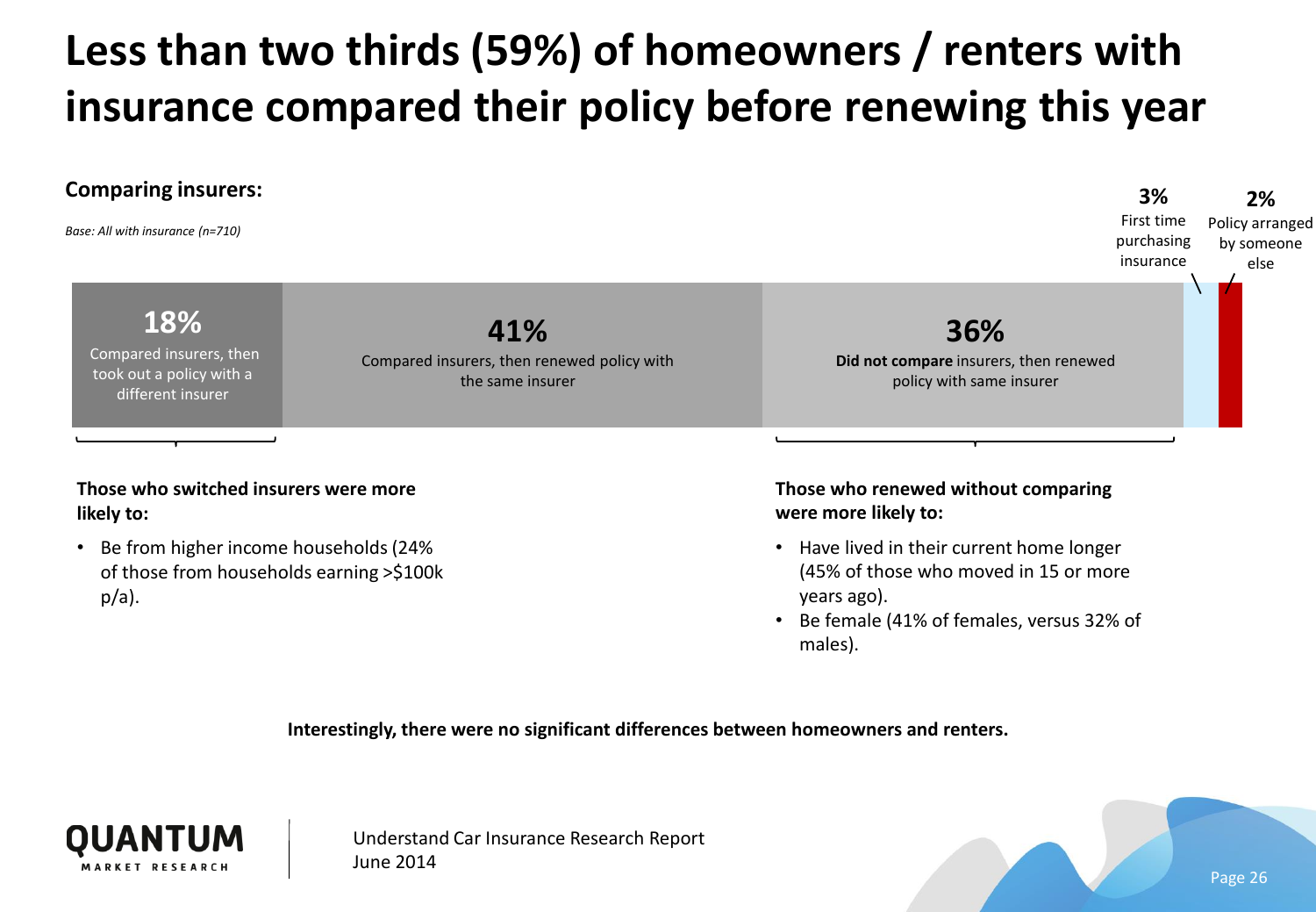# Less than two thirds (59%) of homeowners / renters with insurance compared their policy before renewing this year

**Comparing insurers:**

*Base: All with insurance (n=710)*

| 18% | 41% | 36% | 3% | 2% |
|---|---|---|---|---|
| Compared insurers, then took out a policy with a different insurer | Compared insurers, then renewed policy with the same insurer | **Did not compare** insurers, then renewed policy with same insurer | First time purchasing insurance | Policy arranged by someone else |

**Those who switched insurers were more likely to:**

- Be from higher income households (24% of those from households earning >$100k p/a).

**Those who renewed without comparing were more likely to:**

- Have lived in their current home longer (45% of those who moved in 15 or more years ago).
- Be female (41% of females, versus 32% of males).

**Interestingly, there were no significant differences between homeowners and renters.**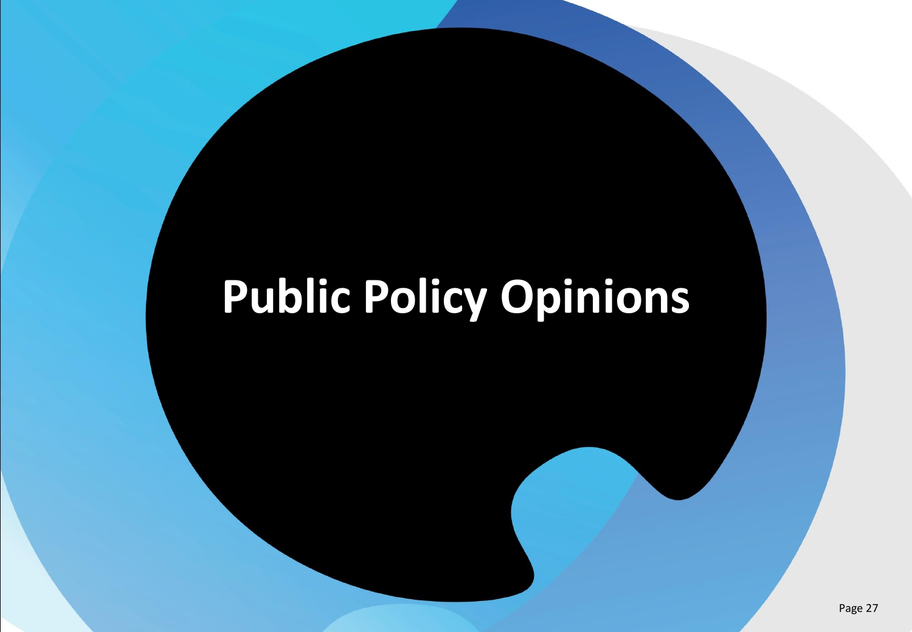# Public Policy Opinions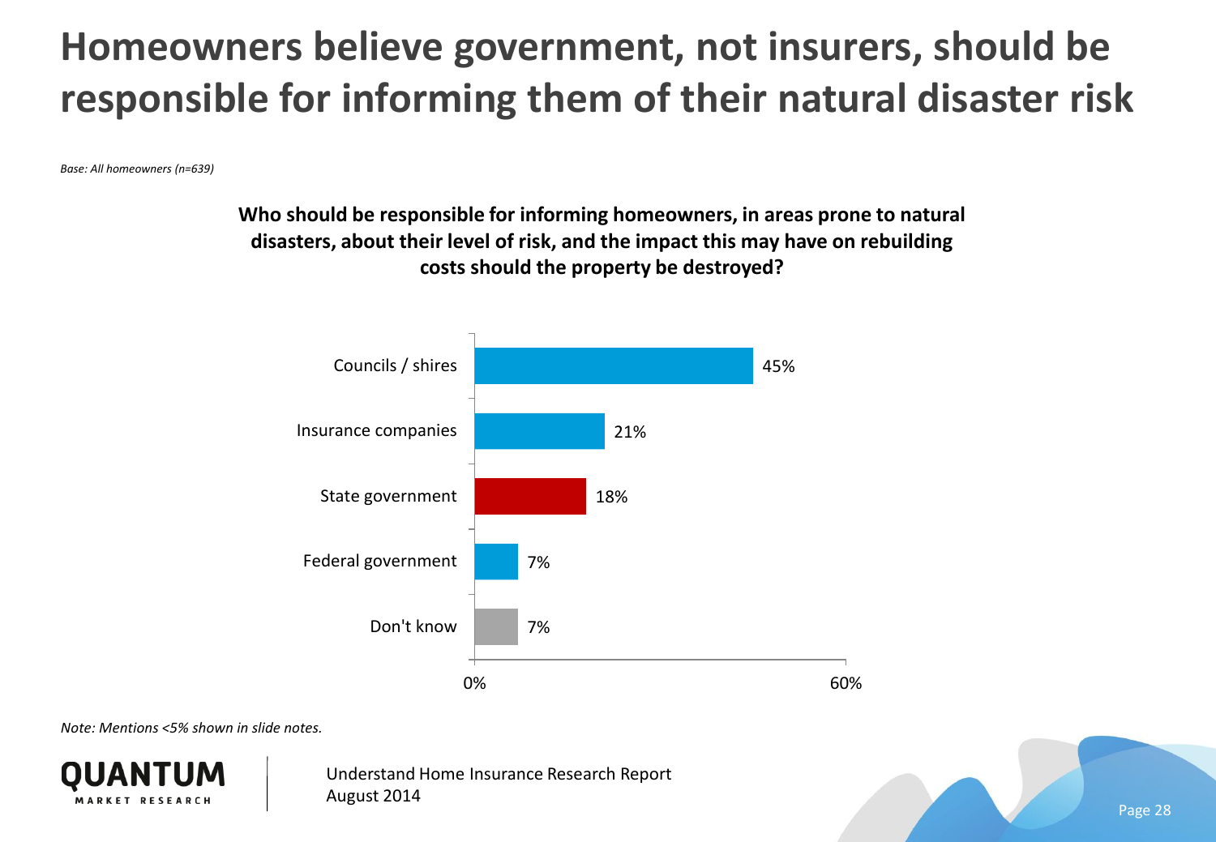# Homeowners believe government, not insurers, should be responsible for informing them of their natural disaster risk

*Base: All homeowners (n=639)*

**Who should be responsible for informing homeowners, in areas prone to natural disasters, about their level of risk, and the impact this may have on rebuilding costs should the property be destroyed?**

| Response | % |
|---|---|
| Councils / shires | 45% |
| Insurance companies | 21% |
| State government | 18% |
| Federal government | 7% |
| Don't know | 7% |

*Note: Mentions <5% shown in slide notes.*

Understand Home Insurance Research Report
August 2014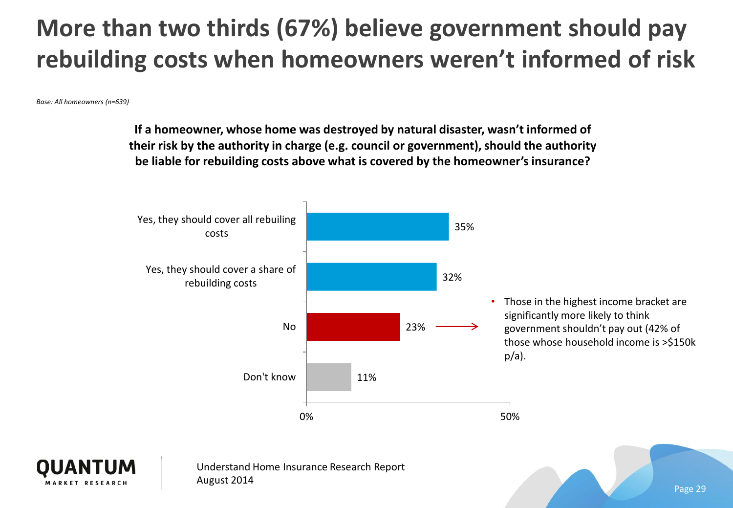# More than two thirds (67%) believe government should pay rebuilding costs when homeowners weren't informed of risk

*Base: All homeowners (n=639)*

**If a homeowner, whose home was destroyed by natural disaster, wasn't informed of their risk by the authority in charge (e.g. council or government), should the authority be liable for rebuilding costs above what is covered by the homeowner's insurance?**

| Response | % |
| --- | --- |
| Yes, they should cover all rebuiling costs | 35% |
| Yes, they should cover a share of rebuilding costs | 32% |
| No | 23% |
| Don't know | 11% |

- Those in the highest income bracket are significantly more likely to think government shouldn't pay out (42% of those whose household income is >$150k p/a).

Understand Home Insurance Research Report
August 2014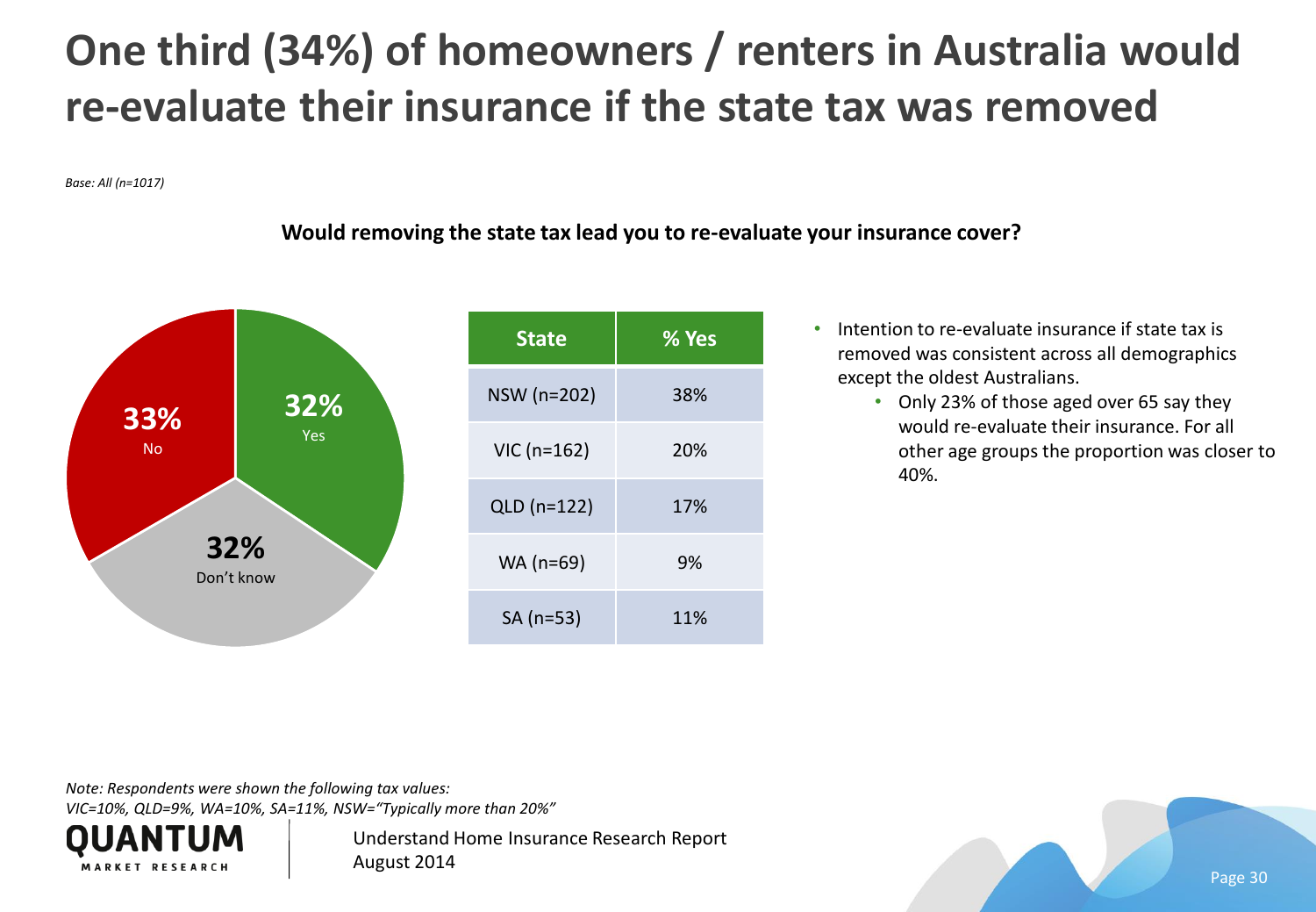# One third (34%) of homeowners / renters in Australia would re-evaluate their insurance if the state tax was removed

*Base: All (n=1017)*

**Would removing the state tax lead you to re-evaluate your insurance cover?**

**33%** No

**32%** Yes

**32%** Don't know

| State | % Yes |
|---|---|
| NSW (n=202) | 38% |
| VIC (n=162) | 20% |
| QLD (n=122) | 17% |
| WA (n=69) | 9% |
| SA (n=53) | 11% |

- Intention to re-evaluate insurance if state tax is removed was consistent across all demographics except the oldest Australians.
  - Only 23% of those aged over 65 say they would re-evaluate their insurance. For all other age groups the proportion was closer to 40%.

*Note: Respondents were shown the following tax values:*
*VIC=10%, QLD=9%, WA=10%, SA=11%, NSW="Typically more than 20%"*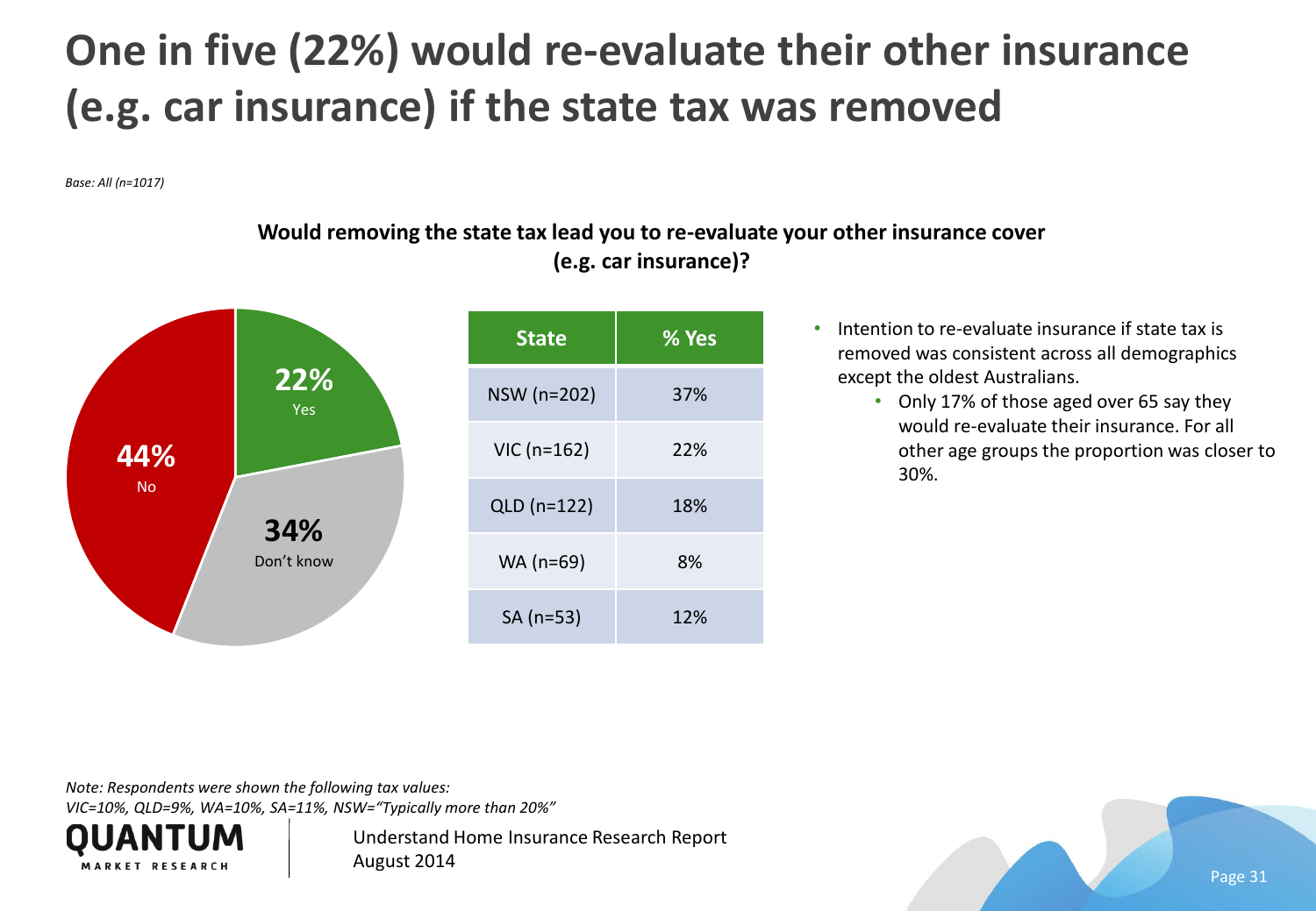# One in five (22%) would re-evaluate their other insurance (e.g. car insurance) if the state tax was removed

*Base: All (n=1017)*

**Would removing the state tax lead you to re-evaluate your other insurance cover (e.g. car insurance)?**

- 22% Yes
- 34% Don't know
- 44% No

| State | % Yes |
|---|---|
| NSW (n=202) | 37% |
| VIC (n=162) | 22% |
| QLD (n=122) | 18% |
| WA (n=69) | 8% |
| SA (n=53) | 12% |

- Intention to re-evaluate insurance if state tax is removed was consistent across all demographics except the oldest Australians.
  - Only 17% of those aged over 65 say they would re-evaluate their insurance. For all other age groups the proportion was closer to 30%.

*Note: Respondents were shown the following tax values:*
*VIC=10%, QLD=9%, WA=10%, SA=11%, NSW="Typically more than 20%"*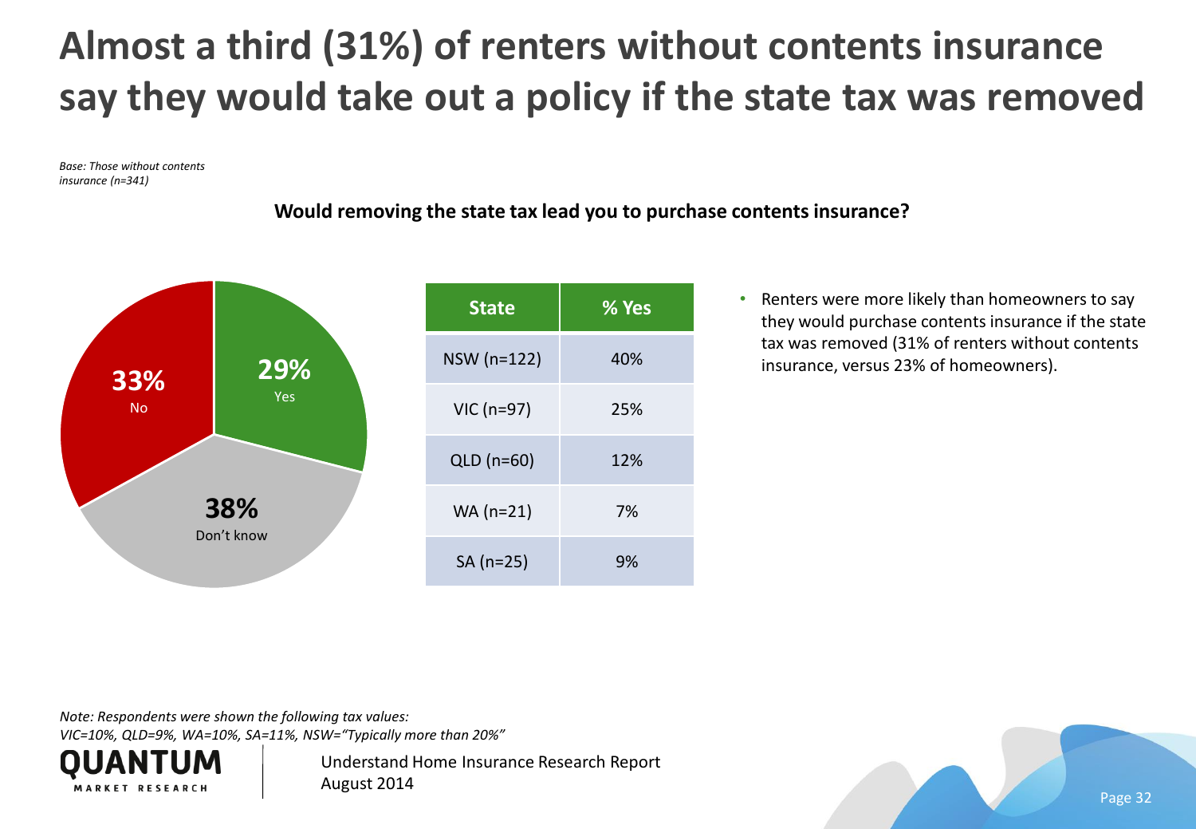# Almost a third (31%) of renters without contents insurance say they would take out a policy if the state tax was removed

*Base: Those without contents insurance (n=341)*

**Would removing the state tax lead you to purchase contents insurance?**

33%
No

29%
Yes

38%
Don't know

| State | % Yes |
|---|---|
| NSW (n=122) | 40% |
| VIC (n=97) | 25% |
| QLD (n=60) | 12% |
| WA (n=21) | 7% |
| SA (n=25) | 9% |

- Renters were more likely than homeowners to say they would purchase contents insurance if the state tax was removed (31% of renters without contents insurance, versus 23% of homeowners).

*Note: Respondents were shown the following tax values:*
*VIC=10%, QLD=9%, WA=10%, SA=11%, NSW="Typically more than 20%"*

QUANTUM MARKET RESEARCH

Understand Home Insurance Research Report
August 2014